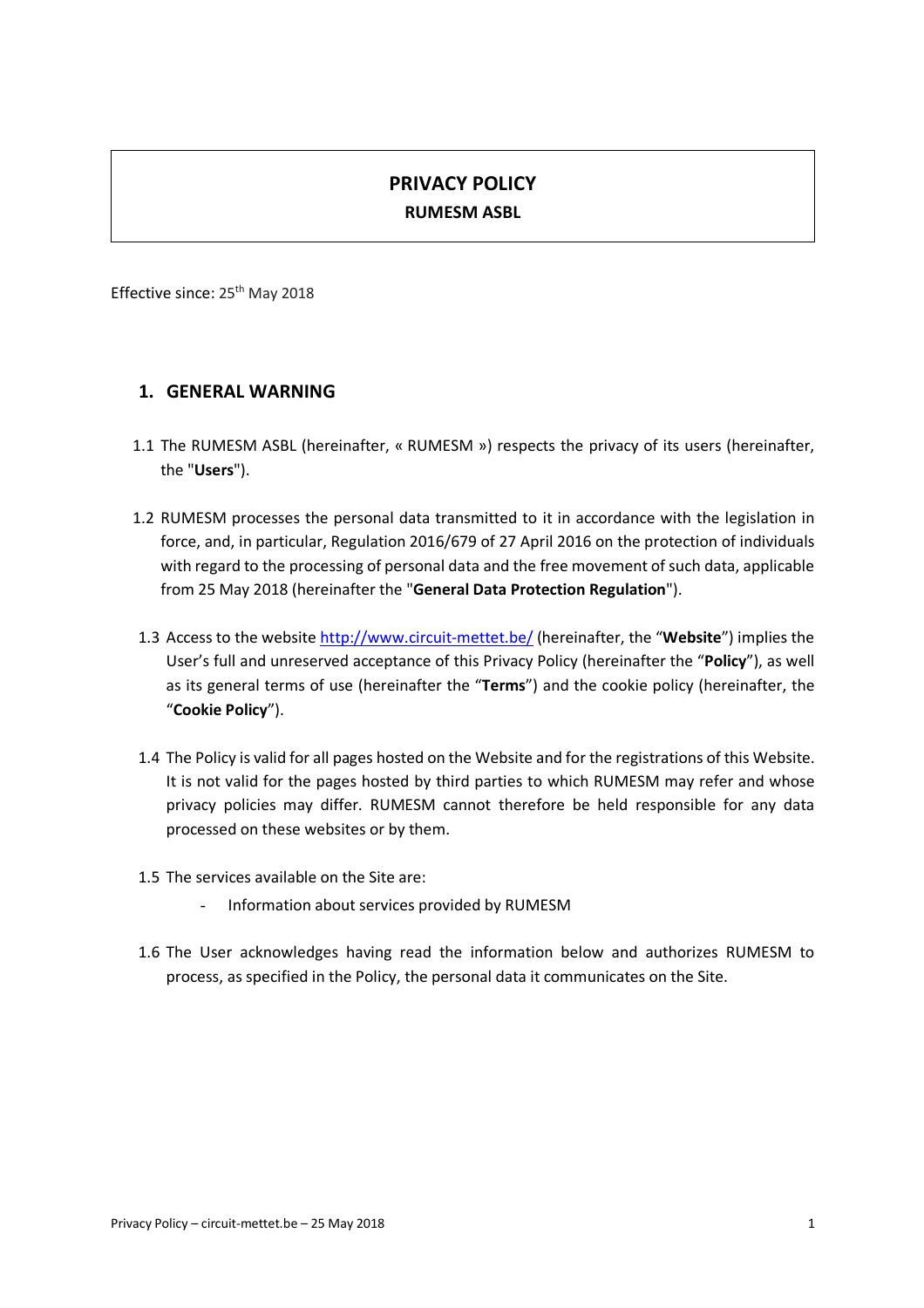# PRIVACY POLICY

**RUMESM ASBL**

Effective since: 25th May 2018

## 1. GENERAL WARNING

1.1 The RUMESM ASBL (hereinafter, « RUMESM ») respects the privacy of its users (hereinafter, the "**Users**").

1.2 RUMESM processes the personal data transmitted to it in accordance with the legislation in force, and, in particular, Regulation 2016/679 of 27 April 2016 on the protection of individuals with regard to the processing of personal data and the free movement of such data, applicable from 25 May 2018 (hereinafter the "**General Data Protection Regulation**").

1.3 Access to the website http://www.circuit-mettet.be/ (hereinafter, the "**Website**") implies the User's full and unreserved acceptance of this Privacy Policy (hereinafter the "**Policy**"), as well as its general terms of use (hereinafter the "**Terms**") and the cookie policy (hereinafter, the "**Cookie Policy**").

1.4 The Policy is valid for all pages hosted on the Website and for the registrations of this Website. It is not valid for the pages hosted by third parties to which RUMESM may refer and whose privacy policies may differ. RUMESM cannot therefore be held responsible for any data processed on these websites or by them.

1.5 The services available on the Site are:

- Information about services provided by RUMESM

1.6 The User acknowledges having read the information below and authorizes RUMESM to process, as specified in the Policy, the personal data it communicates on the Site.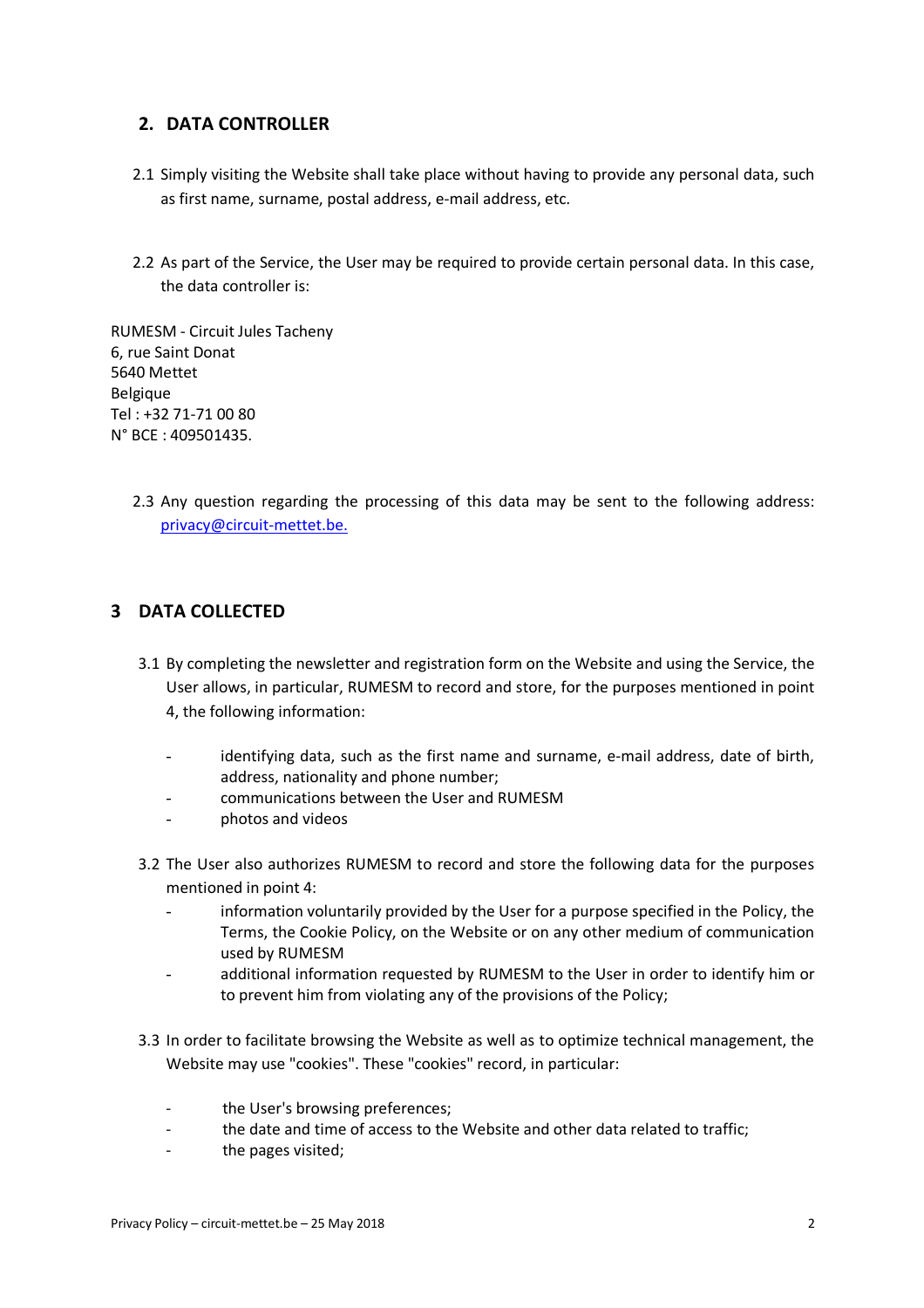## 2. DATA CONTROLLER

2.1 Simply visiting the Website shall take place without having to provide any personal data, such as first name, surname, postal address, e-mail address, etc.

2.2 As part of the Service, the User may be required to provide certain personal data. In this case, the data controller is:

RUMESM - Circuit Jules Tacheny
6, rue Saint Donat
5640 Mettet
Belgique
Tel : +32 71-71 00 80
N° BCE : 409501435.

2.3 Any question regarding the processing of this data may be sent to the following address: privacy@circuit-mettet.be.

## 3 DATA COLLECTED

3.1 By completing the newsletter and registration form on the Website and using the Service, the User allows, in particular, RUMESM to record and store, for the purposes mentioned in point 4, the following information:

- identifying data, such as the first name and surname, e-mail address, date of birth, address, nationality and phone number;
- communications between the User and RUMESM
- photos and videos

3.2 The User also authorizes RUMESM to record and store the following data for the purposes mentioned in point 4:

- information voluntarily provided by the User for a purpose specified in the Policy, the Terms, the Cookie Policy, on the Website or on any other medium of communication used by RUMESM
- additional information requested by RUMESM to the User in order to identify him or to prevent him from violating any of the provisions of the Policy;

3.3 In order to facilitate browsing the Website as well as to optimize technical management, the Website may use "cookies". These "cookies" record, in particular:

- the User's browsing preferences;
- the date and time of access to the Website and other data related to traffic;
- the pages visited;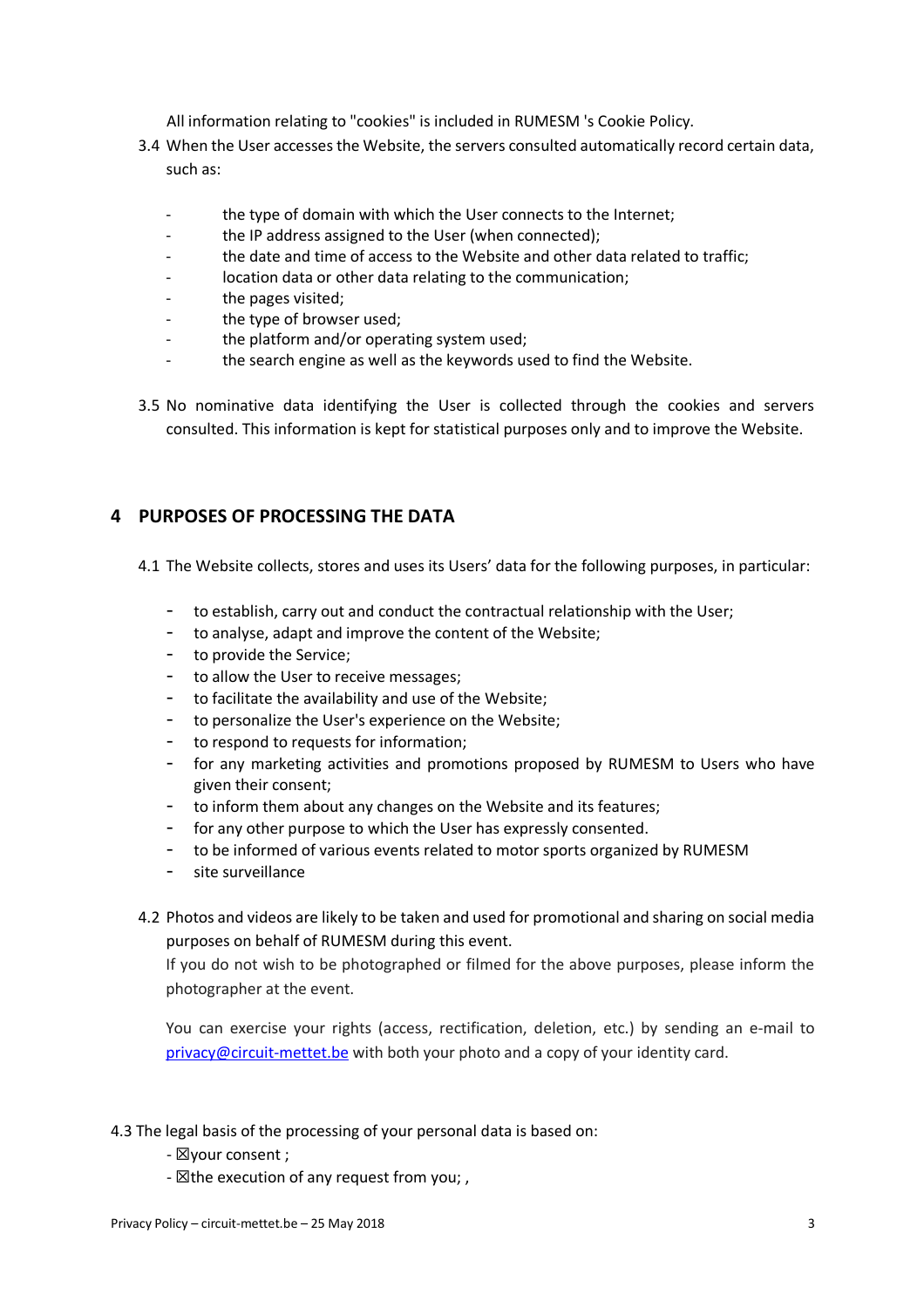All information relating to "cookies" is included in RUMESM 's Cookie Policy.

3.4 When the User accesses the Website, the servers consulted automatically record certain data, such as:

- the type of domain with which the User connects to the Internet;
- the IP address assigned to the User (when connected);
- the date and time of access to the Website and other data related to traffic;
- location data or other data relating to the communication;
- the pages visited;
- the type of browser used;
- the platform and/or operating system used;
- the search engine as well as the keywords used to find the Website.

3.5 No nominative data identifying the User is collected through the cookies and servers consulted. This information is kept for statistical purposes only and to improve the Website.

## 4 PURPOSES OF PROCESSING THE DATA

4.1 The Website collects, stores and uses its Users' data for the following purposes, in particular:

- to establish, carry out and conduct the contractual relationship with the User;
- to analyse, adapt and improve the content of the Website;
- to provide the Service;
- to allow the User to receive messages;
- to facilitate the availability and use of the Website;
- to personalize the User's experience on the Website;
- to respond to requests for information;
- for any marketing activities and promotions proposed by RUMESM to Users who have given their consent;
- to inform them about any changes on the Website and its features;
- for any other purpose to which the User has expressly consented.
- to be informed of various events related to motor sports organized by RUMESM
- site surveillance

4.2 Photos and videos are likely to be taken and used for promotional and sharing on social media purposes on behalf of RUMESM during this event.

If you do not wish to be photographed or filmed for the above purposes, please inform the photographer at the event.

You can exercise your rights (access, rectification, deletion, etc.) by sending an e-mail to privacy@circuit-mettet.be with both your photo and a copy of your identity card.

4.3 The legal basis of the processing of your personal data is based on:

- ☒your consent ;
- ☒the execution of any request from you; ,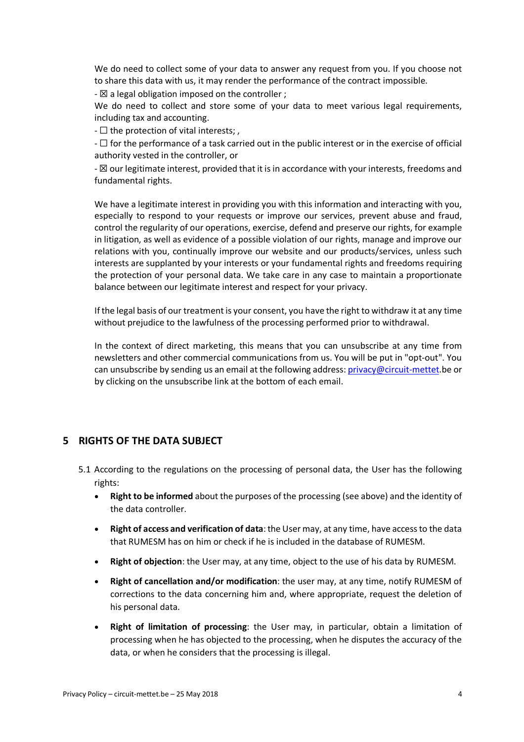We do need to collect some of your data to answer any request from you. If you choose not to share this data with us, it may render the performance of the contract impossible.

- ☒ a legal obligation imposed on the controller ;

We do need to collect and store some of your data to meet various legal requirements, including tax and accounting.

- ☐ the protection of vital interests; ,

- ☐ for the performance of a task carried out in the public interest or in the exercise of official authority vested in the controller, or

- ☒ our legitimate interest, provided that it is in accordance with your interests, freedoms and fundamental rights.

We have a legitimate interest in providing you with this information and interacting with you, especially to respond to your requests or improve our services, prevent abuse and fraud, control the regularity of our operations, exercise, defend and preserve our rights, for example in litigation, as well as evidence of a possible violation of our rights, manage and improve our relations with you, continually improve our website and our products/services, unless such interests are supplanted by your interests or your fundamental rights and freedoms requiring the protection of your personal data. We take care in any case to maintain a proportionate balance between our legitimate interest and respect for your privacy.

If the legal basis of our treatment is your consent, you have the right to withdraw it at any time without prejudice to the lawfulness of the processing performed prior to withdrawal.

In the context of direct marketing, this means that you can unsubscribe at any time from newsletters and other commercial communications from us. You will be put in "opt-out". You can unsubscribe by sending us an email at the following address: privacy@circuit-mettet.be or by clicking on the unsubscribe link at the bottom of each email.

## 5 RIGHTS OF THE DATA SUBJECT

5.1 According to the regulations on the processing of personal data, the User has the following rights:

- **Right to be informed** about the purposes of the processing (see above) and the identity of the data controller.
- **Right of access and verification of data**: the User may, at any time, have access to the data that RUMESM has on him or check if he is included in the database of RUMESM.
- **Right of objection**: the User may, at any time, object to the use of his data by RUMESM.
- **Right of cancellation and/or modification**: the user may, at any time, notify RUMESM of corrections to the data concerning him and, where appropriate, request the deletion of his personal data.
- **Right of limitation of processing**: the User may, in particular, obtain a limitation of processing when he has objected to the processing, when he disputes the accuracy of the data, or when he considers that the processing is illegal.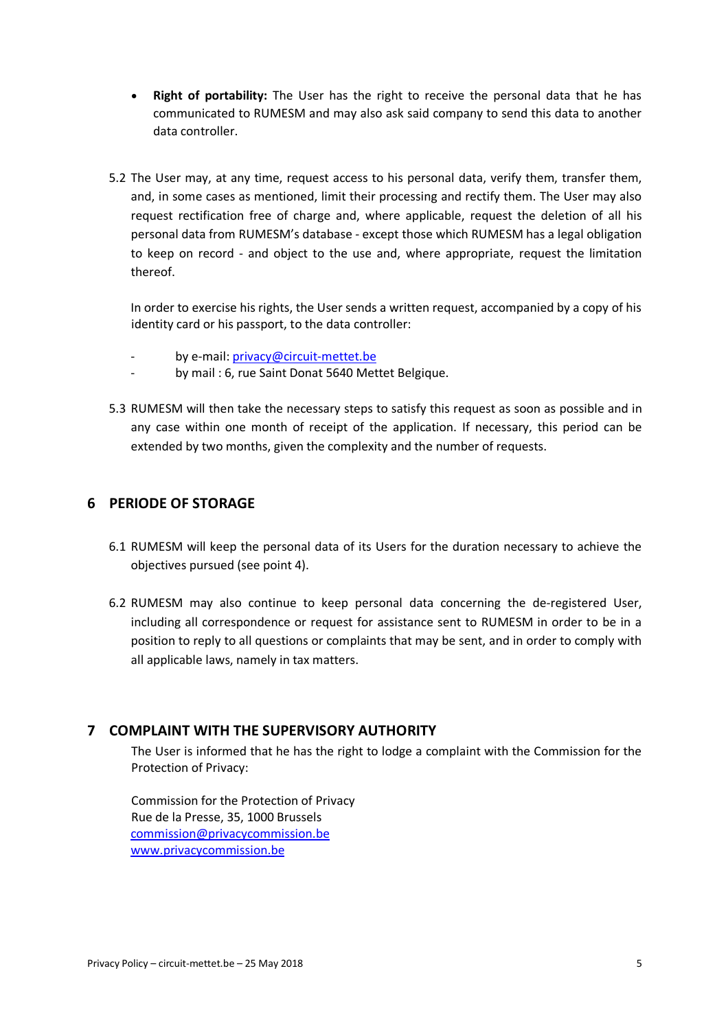- **Right of portability:** The User has the right to receive the personal data that he has communicated to RUMESM and may also ask said company to send this data to another data controller.

5.2 The User may, at any time, request access to his personal data, verify them, transfer them, and, in some cases as mentioned, limit their processing and rectify them. The User may also request rectification free of charge and, where applicable, request the deletion of all his personal data from RUMESM's database - except those which RUMESM has a legal obligation to keep on record - and object to the use and, where appropriate, request the limitation thereof.

In order to exercise his rights, the User sends a written request, accompanied by a copy of his identity card or his passport, to the data controller:

- by e-mail: privacy@circuit-mettet.be
- by mail : 6, rue Saint Donat 5640 Mettet Belgique.

5.3 RUMESM will then take the necessary steps to satisfy this request as soon as possible and in any case within one month of receipt of the application. If necessary, this period can be extended by two months, given the complexity and the number of requests.

## 6 PERIODE OF STORAGE

6.1 RUMESM will keep the personal data of its Users for the duration necessary to achieve the objectives pursued (see point 4).

6.2 RUMESM may also continue to keep personal data concerning the de-registered User, including all correspondence or request for assistance sent to RUMESM in order to be in a position to reply to all questions or complaints that may be sent, and in order to comply with all applicable laws, namely in tax matters.

## 7 COMPLAINT WITH THE SUPERVISORY AUTHORITY

The User is informed that he has the right to lodge a complaint with the Commission for the Protection of Privacy:

Commission for the Protection of Privacy
Rue de la Presse, 35, 1000 Brussels
commission@privacycommission.be
www.privacycommission.be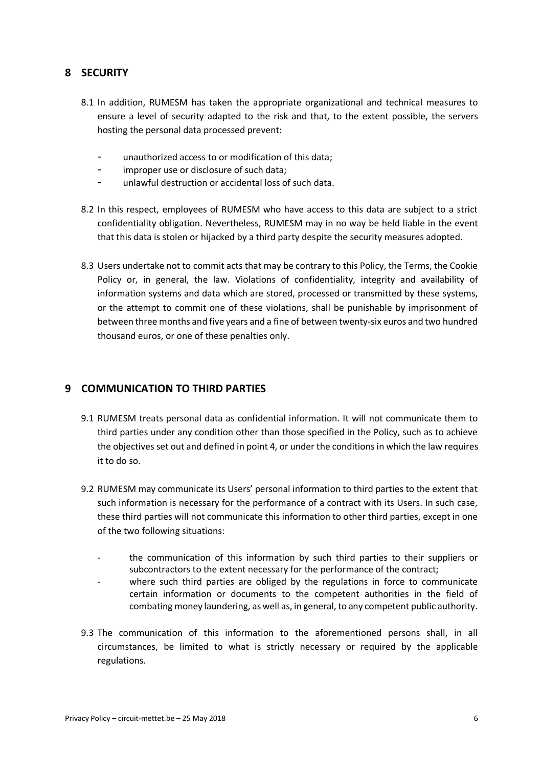## 8 SECURITY

8.1 In addition, RUMESM has taken the appropriate organizational and technical measures to ensure a level of security adapted to the risk and that, to the extent possible, the servers hosting the personal data processed prevent:

- unauthorized access to or modification of this data;
- improper use or disclosure of such data;
- unlawful destruction or accidental loss of such data.

8.2 In this respect, employees of RUMESM who have access to this data are subject to a strict confidentiality obligation. Nevertheless, RUMESM may in no way be held liable in the event that this data is stolen or hijacked by a third party despite the security measures adopted.

8.3 Users undertake not to commit acts that may be contrary to this Policy, the Terms, the Cookie Policy or, in general, the law. Violations of confidentiality, integrity and availability of information systems and data which are stored, processed or transmitted by these systems, or the attempt to commit one of these violations, shall be punishable by imprisonment of between three months and five years and a fine of between twenty-six euros and two hundred thousand euros, or one of these penalties only.

## 9 COMMUNICATION TO THIRD PARTIES

9.1 RUMESM treats personal data as confidential information. It will not communicate them to third parties under any condition other than those specified in the Policy, such as to achieve the objectives set out and defined in point 4, or under the conditions in which the law requires it to do so.

9.2 RUMESM may communicate its Users' personal information to third parties to the extent that such information is necessary for the performance of a contract with its Users. In such case, these third parties will not communicate this information to other third parties, except in one of the two following situations:

- the communication of this information by such third parties to their suppliers or subcontractors to the extent necessary for the performance of the contract;
- where such third parties are obliged by the regulations in force to communicate certain information or documents to the competent authorities in the field of combating money laundering, as well as, in general, to any competent public authority.

9.3 The communication of this information to the aforementioned persons shall, in all circumstances, be limited to what is strictly necessary or required by the applicable regulations.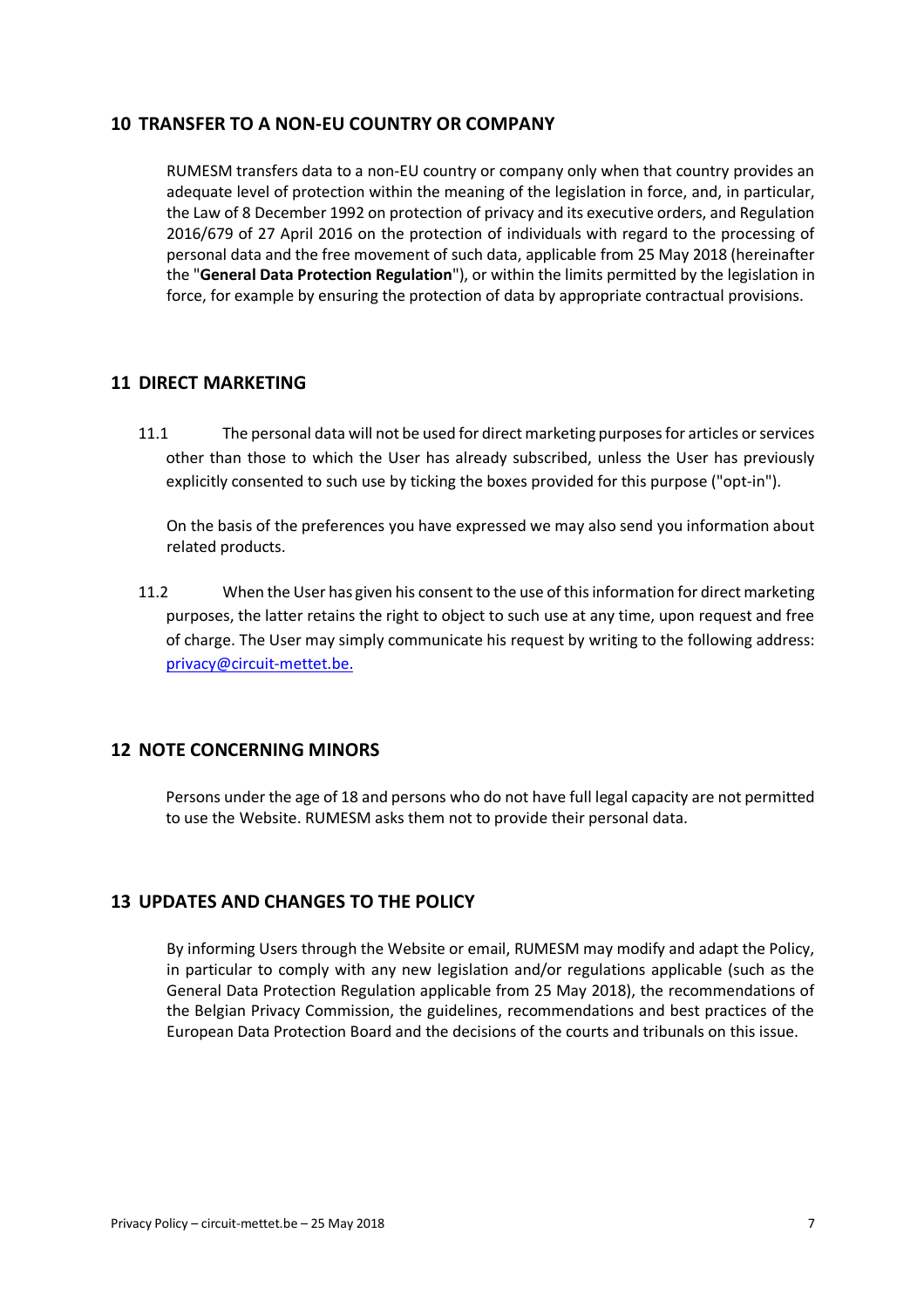## 10 TRANSFER TO A NON-EU COUNTRY OR COMPANY

RUMESM transfers data to a non-EU country or company only when that country provides an adequate level of protection within the meaning of the legislation in force, and, in particular, the Law of 8 December 1992 on protection of privacy and its executive orders, and Regulation 2016/679 of 27 April 2016 on the protection of individuals with regard to the processing of personal data and the free movement of such data, applicable from 25 May 2018 (hereinafter the "**General Data Protection Regulation**"), or within the limits permitted by the legislation in force, for example by ensuring the protection of data by appropriate contractual provisions.

## 11 DIRECT MARKETING

11.1 The personal data will not be used for direct marketing purposes for articles or services other than those to which the User has already subscribed, unless the User has previously explicitly consented to such use by ticking the boxes provided for this purpose ("opt-in").

On the basis of the preferences you have expressed we may also send you information about related products.

11.2 When the User has given his consent to the use of this information for direct marketing purposes, the latter retains the right to object to such use at any time, upon request and free of charge. The User may simply communicate his request by writing to the following address: privacy@circuit-mettet.be.

## 12 NOTE CONCERNING MINORS

Persons under the age of 18 and persons who do not have full legal capacity are not permitted to use the Website. RUMESM asks them not to provide their personal data.

## 13 UPDATES AND CHANGES TO THE POLICY

By informing Users through the Website or email, RUMESM may modify and adapt the Policy, in particular to comply with any new legislation and/or regulations applicable (such as the General Data Protection Regulation applicable from 25 May 2018), the recommendations of the Belgian Privacy Commission, the guidelines, recommendations and best practices of the European Data Protection Board and the decisions of the courts and tribunals on this issue.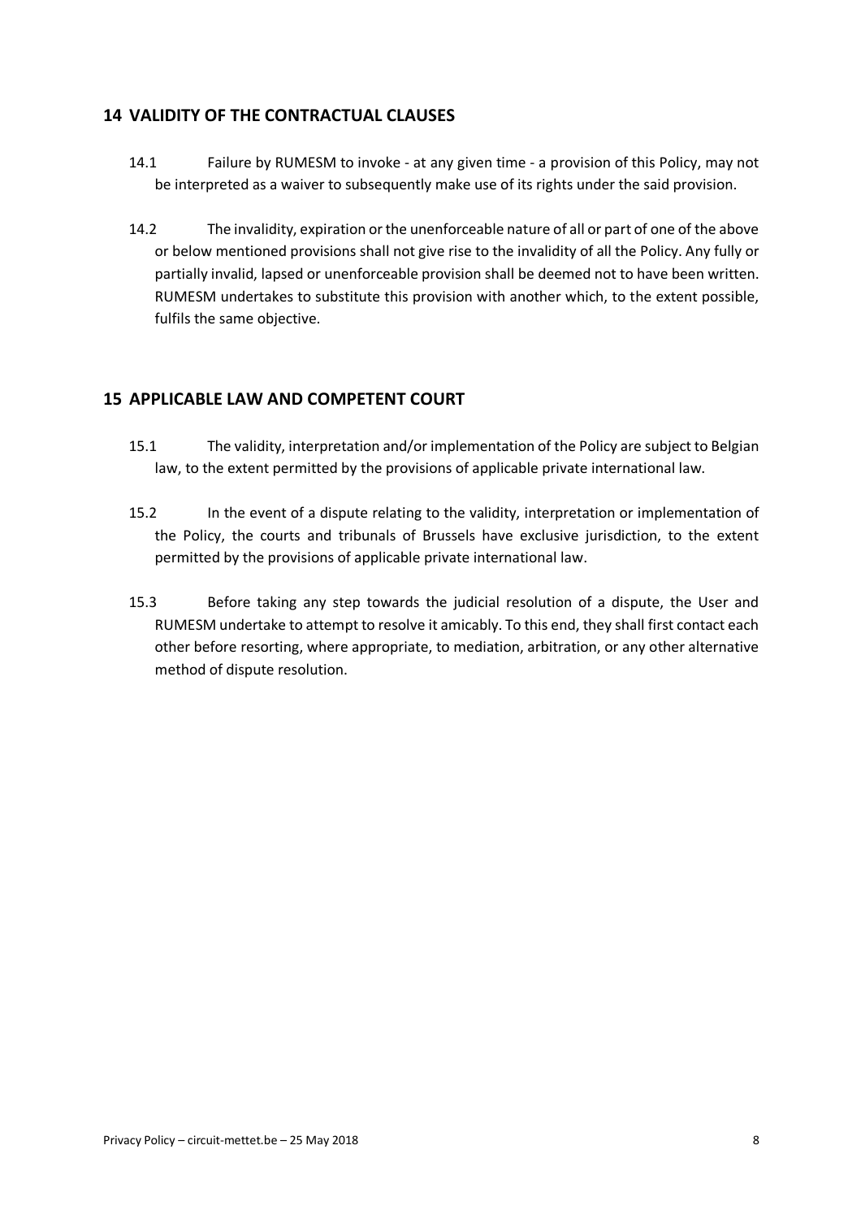## 14 VALIDITY OF THE CONTRACTUAL CLAUSES

14.1 Failure by RUMESM to invoke - at any given time - a provision of this Policy, may not be interpreted as a waiver to subsequently make use of its rights under the said provision.

14.2 The invalidity, expiration or the unenforceable nature of all or part of one of the above or below mentioned provisions shall not give rise to the invalidity of all the Policy. Any fully or partially invalid, lapsed or unenforceable provision shall be deemed not to have been written. RUMESM undertakes to substitute this provision with another which, to the extent possible, fulfils the same objective.

## 15 APPLICABLE LAW AND COMPETENT COURT

15.1 The validity, interpretation and/or implementation of the Policy are subject to Belgian law, to the extent permitted by the provisions of applicable private international law.

15.2 In the event of a dispute relating to the validity, interpretation or implementation of the Policy, the courts and tribunals of Brussels have exclusive jurisdiction, to the extent permitted by the provisions of applicable private international law.

15.3 Before taking any step towards the judicial resolution of a dispute, the User and RUMESM undertake to attempt to resolve it amicably. To this end, they shall first contact each other before resorting, where appropriate, to mediation, arbitration, or any other alternative method of dispute resolution.